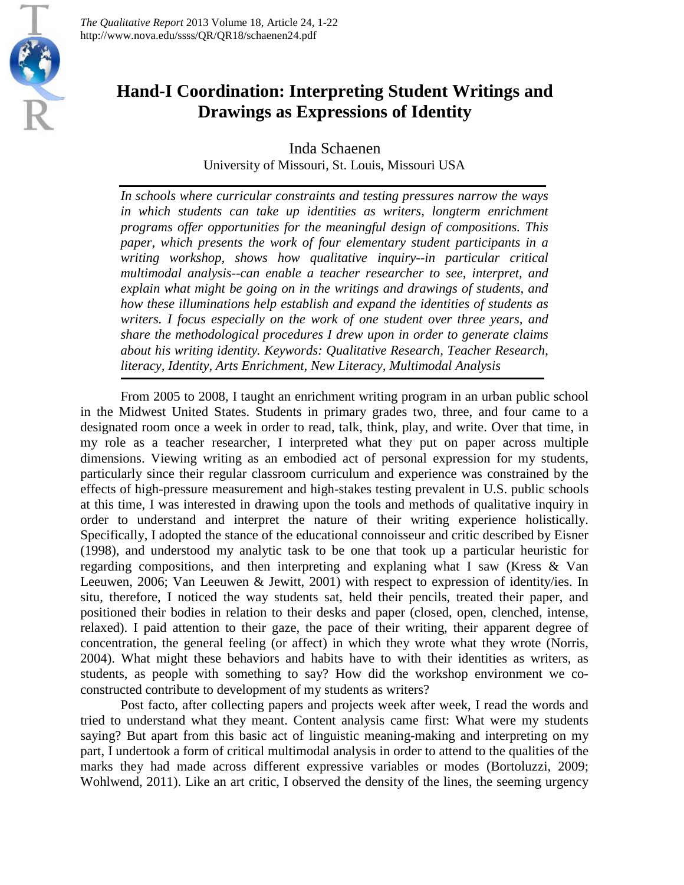# Hand-I Coordination: Interpreting Student Writings and Drawings as Expressions of Identity

Inda Schaenen

University of Missouri, St. Louis, Missouri USA

*In schools where curricular constraints and testing pressures narrow the ways in which students can take up identities as writers, longterm enrichment programs offer opportunities for the meaningful design of compositions. This paper, which presents the work of four elementary student participants in a writing workshop, shows how qualitative inquiry--in particular critical multimodal analysis--can enable a teacher researcher to see, interpret, and explain what might be going on in the writings and drawings of students, and how these illuminations help establish and expand the identities of students as writers. I focus especially on the work of one student over three years, and share the methodological procedures I drew upon in order to generate claims about his writing identity. Keywords: Qualitative Research, Teacher Research, literacy, Identity, Arts Enrichment, New Literacy, Multimodal Analysis*

From 2005 to 2008, I taught an enrichment writing program in an urban public school in the Midwest United States. Students in primary grades two, three, and four came to a designated room once a week in order to read, talk, think, play, and write. Over that time, in my role as a teacher researcher, I interpreted what they put on paper across multiple dimensions. Viewing writing as an embodied act of personal expression for my students, particularly since their regular classroom curriculum and experience was constrained by the effects of high-pressure measurement and high-stakes testing prevalent in U.S. public schools at this time, I was interested in drawing upon the tools and methods of qualitative inquiry in order to understand and interpret the nature of their writing experience holistically. Specifically, I adopted the stance of the educational connoisseur and critic described by Eisner (1998), and understood my analytic task to be one that took up a particular heuristic for regarding compositions, and then interpreting and explaning what I saw (Kress & Van Leeuwen, 2006; Van Leeuwen & Jewitt, 2001) with respect to expression of identity/ies. In situ, therefore, I noticed the way students sat, held their pencils, treated their paper, and positioned their bodies in relation to their desks and paper (closed, open, clenched, intense, relaxed). I paid attention to their gaze, the pace of their writing, their apparent degree of concentration, the general feeling (or affect) in which they wrote what they wrote (Norris, 2004). What might these behaviors and habits have to with their identities as writers, as students, as people with something to say? How did the workshop environment we co-constructed contribute to development of my students as writers?

Post facto, after collecting papers and projects week after week, I read the words and tried to understand what they meant. Content analysis came first: What were my students saying? But apart from this basic act of linguistic meaning-making and interpreting on my part, I undertook a form of critical multimodal analysis in order to attend to the qualities of the marks they had made across different expressive variables or modes (Bortoluzzi, 2009; Wohlwend, 2011). Like an art critic, I observed the density of the lines, the seeming urgency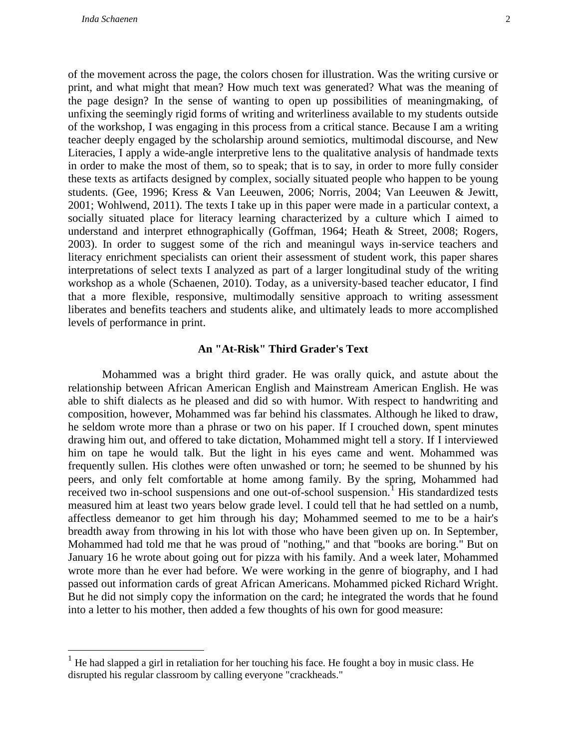of the movement across the page, the colors chosen for illustration. Was the writing cursive or print, and what might that mean? How much text was generated? What was the meaning of the page design? In the sense of wanting to open up possibilities of meaningmaking, of unfixing the seemingly rigid forms of writing and writerliness available to my students outside of the workshop, I was engaging in this process from a critical stance. Because I am a writing teacher deeply engaged by the scholarship around semiotics, multimodal discourse, and New Literacies, I apply a wide-angle interpretive lens to the qualitative analysis of handmade texts in order to make the most of them, so to speak; that is to say, in order to more fully consider these texts as artifacts designed by complex, socially situated people who happen to be young students. (Gee, 1996; Kress & Van Leeuwen, 2006; Norris, 2004; Van Leeuwen & Jewitt, 2001; Wohlwend, 2011). The texts I take up in this paper were made in a particular context, a socially situated place for literacy learning characterized by a culture which I aimed to understand and interpret ethnographically (Goffman, 1964; Heath & Street, 2008; Rogers, 2003). In order to suggest some of the rich and meaningul ways in-service teachers and literacy enrichment specialists can orient their assessment of student work, this paper shares interpretations of select texts I analyzed as part of a larger longitudinal study of the writing workshop as a whole (Schaenen, 2010). Today, as a university-based teacher educator, I find that a more flexible, responsive, multimodally sensitive approach to writing assessment liberates and benefits teachers and students alike, and ultimately leads to more accomplished levels of performance in print.

## An "At-Risk" Third Grader's Text

Mohammed was a bright third grader. He was orally quick, and astute about the relationship between African American English and Mainstream American English. He was able to shift dialects as he pleased and did so with humor. With respect to handwriting and composition, however, Mohammed was far behind his classmates. Although he liked to draw, he seldom wrote more than a phrase or two on his paper. If I crouched down, spent minutes drawing him out, and offered to take dictation, Mohammed might tell a story. If I interviewed him on tape he would talk. But the light in his eyes came and went. Mohammed was frequently sullen. His clothes were often unwashed or torn; he seemed to be shunned by his peers, and only felt comfortable at home among family. By the spring, Mohammed had received two in-school suspensions and one out-of-school suspension.[1] His standardized tests measured him at least two years below grade level. I could tell that he had settled on a numb, affectless demeanor to get him through his day; Mohammed seemed to me to be a hair's breadth away from throwing in his lot with those who have been given up on. In September, Mohammed had told me that he was proud of "nothing," and that "books are boring." But on January 16 he wrote about going out for pizza with his family. And a week later, Mohammed wrote more than he ever had before. We were working in the genre of biography, and I had passed out information cards of great African Americans. Mohammed picked Richard Wright. But he did not simply copy the information on the card; he integrated the words that he found into a letter to his mother, then added a few thoughts of his own for good measure:

---

[1] He had slapped a girl in retaliation for her touching his face. He fought a boy in music class. He disrupted his regular classroom by calling everyone "crackheads."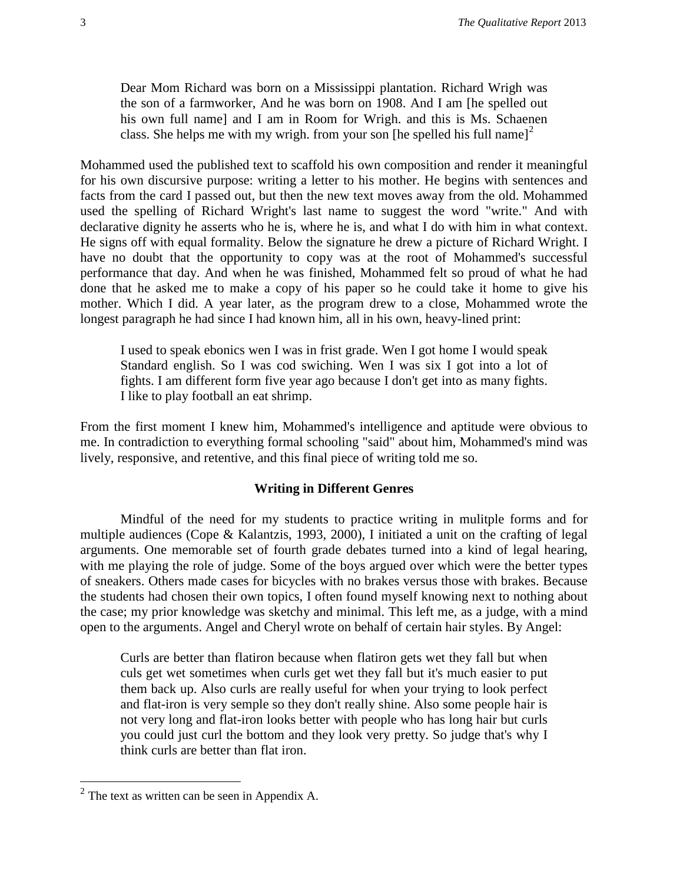> Dear Mom Richard was born on a Mississippi plantation. Richard Wrigh was the son of a farmworker, And he was born on 1908. And I am [he spelled out his own full name] and I am in Room for Wrigh. and this is Ms. Schaenen class. She helps me with my wrigh. from your son [he spelled his full name][2]

Mohammed used the published text to scaffold his own composition and render it meaningful for his own discursive purpose: writing a letter to his mother. He begins with sentences and facts from the card I passed out, but then the new text moves away from the old. Mohammed used the spelling of Richard Wright's last name to suggest the word "write." And with declarative dignity he asserts who he is, where he is, and what I do with him in what context. He signs off with equal formality. Below the signature he drew a picture of Richard Wright. I have no doubt that the opportunity to copy was at the root of Mohammed's successful performance that day. And when he was finished, Mohammed felt so proud of what he had done that he asked me to make a copy of his paper so he could take it home to give his mother. Which I did. A year later, as the program drew to a close, Mohammed wrote the longest paragraph he had since I had known him, all in his own, heavy-lined print:

> I used to speak ebonics wen I was in frist grade. Wen I got home I would speak Standard english. So I was cod swiching. Wen I was six I got into a lot of fights. I am different form five year ago because I don't get into as many fights. I like to play football an eat shrimp.

From the first moment I knew him, Mohammed's intelligence and aptitude were obvious to me. In contradiction to everything formal schooling "said" about him, Mohammed's mind was lively, responsive, and retentive, and this final piece of writing told me so.

## Writing in Different Genres

Mindful of the need for my students to practice writing in mulitple forms and for multiple audiences (Cope & Kalantzis, 1993, 2000), I initiated a unit on the crafting of legal arguments. One memorable set of fourth grade debates turned into a kind of legal hearing, with me playing the role of judge. Some of the boys argued over which were the better types of sneakers. Others made cases for bicycles with no brakes versus those with brakes. Because the students had chosen their own topics, I often found myself knowing next to nothing about the case; my prior knowledge was sketchy and minimal. This left me, as a judge, with a mind open to the arguments. Angel and Cheryl wrote on behalf of certain hair styles. By Angel:

> Curls are better than flatiron because when flatiron gets wet they fall but when culs get wet sometimes when curls get wet they fall but it's much easier to put them back up. Also curls are really useful for when your trying to look perfect and flat-iron is very semple so they don't really shine. Also some people hair is not very long and flat-iron looks better with people who has long hair but curls you could just curl the bottom and they look very pretty. So judge that's why I think curls are better than flat iron.

---

[2] The text as written can be seen in Appendix A.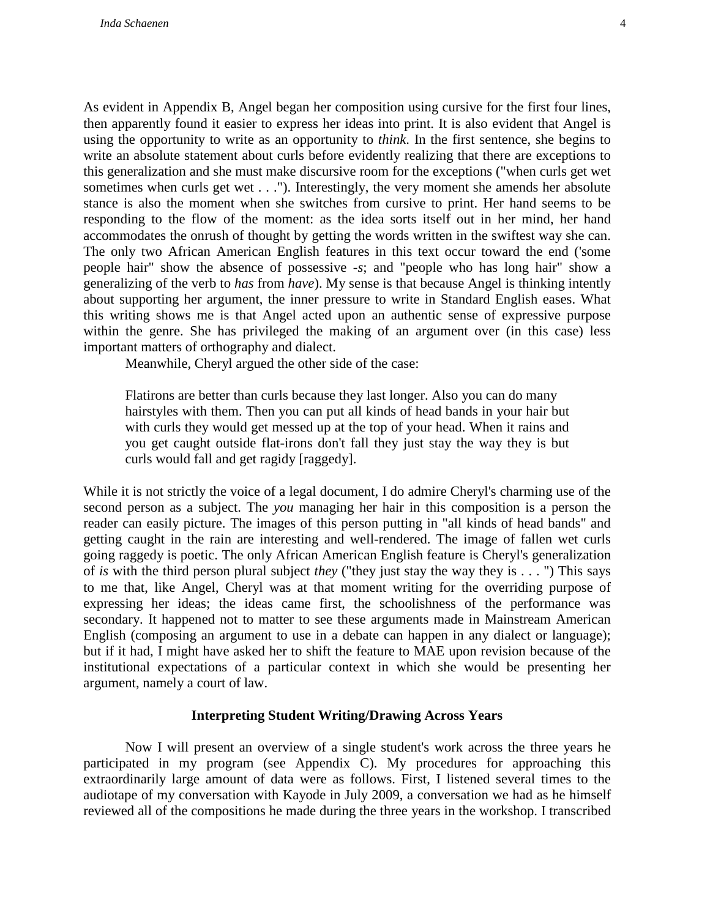As evident in Appendix B, Angel began her composition using cursive for the first four lines, then apparently found it easier to express her ideas into print. It is also evident that Angel is using the opportunity to write as an opportunity to *think*. In the first sentence, she begins to write an absolute statement about curls before evidently realizing that there are exceptions to this generalization and she must make discursive room for the exceptions ("when curls get wet sometimes when curls get wet . . ."). Interestingly, the very moment she amends her absolute stance is also the moment when she switches from cursive to print. Her hand seems to be responding to the flow of the moment: as the idea sorts itself out in her mind, her hand accommodates the onrush of thought by getting the words written in the swiftest way she can. The only two African American English features in this text occur toward the end ('some people hair" show the absence of possessive *-s*; and "people who has long hair" show a generalizing of the verb to *has* from *have*). My sense is that because Angel is thinking intently about supporting her argument, the inner pressure to write in Standard English eases. What this writing shows me is that Angel acted upon an authentic sense of expressive purpose within the genre. She has privileged the making of an argument over (in this case) less important matters of orthography and dialect.

Meanwhile, Cheryl argued the other side of the case:

> Flatirons are better than curls because they last longer. Also you can do many hairstyles with them. Then you can put all kinds of head bands in your hair but with curls they would get messed up at the top of your head. When it rains and you get caught outside flat-irons don't fall they just stay the way they is but curls would fall and get ragidy [raggedy].

While it is not strictly the voice of a legal document, I do admire Cheryl's charming use of the second person as a subject. The *you* managing her hair in this composition is a person the reader can easily picture. The images of this person putting in "all kinds of head bands" and getting caught in the rain are interesting and well-rendered. The image of fallen wet curls going raggedy is poetic. The only African American English feature is Cheryl's generalization of *is* with the third person plural subject *they* ("they just stay the way they is . . . ") This says to me that, like Angel, Cheryl was at that moment writing for the overriding purpose of expressing her ideas; the ideas came first, the schoolishness of the performance was secondary. It happened not to matter to see these arguments made in Mainstream American English (composing an argument to use in a debate can happen in any dialect or language); but if it had, I might have asked her to shift the feature to MAE upon revision because of the institutional expectations of a particular context in which she would be presenting her argument, namely a court of law.

## Interpreting Student Writing/Drawing Across Years

Now I will present an overview of a single student's work across the three years he participated in my program (see Appendix C). My procedures for approaching this extraordinarily large amount of data were as follows. First, I listened several times to the audiotape of my conversation with Kayode in July 2009, a conversation we had as he himself reviewed all of the compositions he made during the three years in the workshop. I transcribed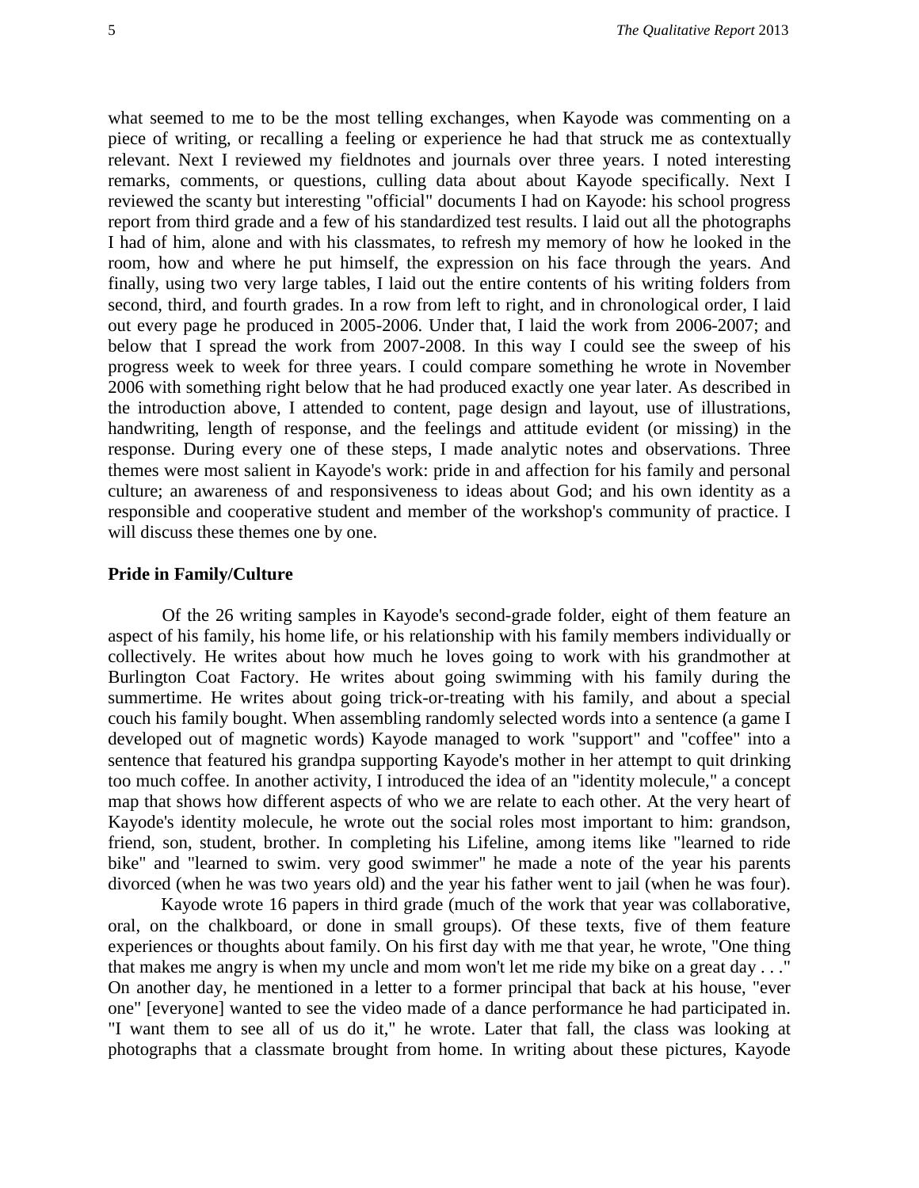what seemed to me to be the most telling exchanges, when Kayode was commenting on a piece of writing, or recalling a feeling or experience he had that struck me as contextually relevant. Next I reviewed my fieldnotes and journals over three years. I noted interesting remarks, comments, or questions, culling data about about Kayode specifically. Next I reviewed the scanty but interesting "official" documents I had on Kayode: his school progress report from third grade and a few of his standardized test results. I laid out all the photographs I had of him, alone and with his classmates, to refresh my memory of how he looked in the room, how and where he put himself, the expression on his face through the years. And finally, using two very large tables, I laid out the entire contents of his writing folders from second, third, and fourth grades. In a row from left to right, and in chronological order, I laid out every page he produced in 2005-2006. Under that, I laid the work from 2006-2007; and below that I spread the work from 2007-2008. In this way I could see the sweep of his progress week to week for three years. I could compare something he wrote in November 2006 with something right below that he had produced exactly one year later. As described in the introduction above, I attended to content, page design and layout, use of illustrations, handwriting, length of response, and the feelings and attitude evident (or missing) in the response. During every one of these steps, I made analytic notes and observations. Three themes were most salient in Kayode's work: pride in and affection for his family and personal culture; an awareness of and responsiveness to ideas about God; and his own identity as a responsible and cooperative student and member of the workshop's community of practice. I will discuss these themes one by one.

### Pride in Family/Culture

Of the 26 writing samples in Kayode's second-grade folder, eight of them feature an aspect of his family, his home life, or his relationship with his family members individually or collectively. He writes about how much he loves going to work with his grandmother at Burlington Coat Factory. He writes about going swimming with his family during the summertime. He writes about going trick-or-treating with his family, and about a special couch his family bought. When assembling randomly selected words into a sentence (a game I developed out of magnetic words) Kayode managed to work "support" and "coffee" into a sentence that featured his grandpa supporting Kayode's mother in her attempt to quit drinking too much coffee. In another activity, I introduced the idea of an "identity molecule," a concept map that shows how different aspects of who we are relate to each other. At the very heart of Kayode's identity molecule, he wrote out the social roles most important to him: grandson, friend, son, student, brother. In completing his Lifeline, among items like "learned to ride bike" and "learned to swim. very good swimmer" he made a note of the year his parents divorced (when he was two years old) and the year his father went to jail (when he was four).

Kayode wrote 16 papers in third grade (much of the work that year was collaborative, oral, on the chalkboard, or done in small groups). Of these texts, five of them feature experiences or thoughts about family. On his first day with me that year, he wrote, "One thing that makes me angry is when my uncle and mom won't let me ride my bike on a great day . . ." On another day, he mentioned in a letter to a former principal that back at his house, "ever one" [everyone] wanted to see the video made of a dance performance he had participated in. "I want them to see all of us do it," he wrote. Later that fall, the class was looking at photographs that a classmate brought from home. In writing about these pictures, Kayode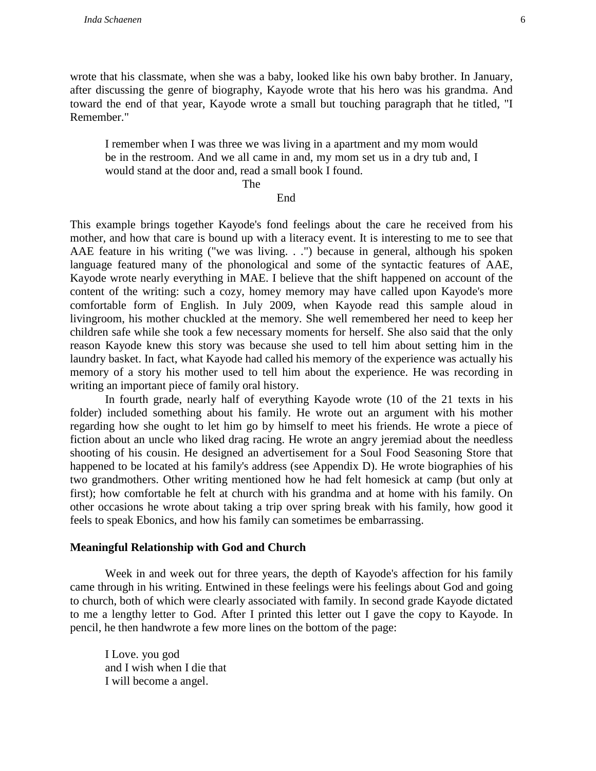wrote that his classmate, when she was a baby, looked like his own baby brother. In January, after discussing the genre of biography, Kayode wrote that his hero was his grandma. And toward the end of that year, Kayode wrote a small but touching paragraph that he titled, "I Remember."

> I remember when I was three we was living in a apartment and my mom would be in the restroom. And we all came in and, my mom set us in a dry tub and, I would stand at the door and, read a small book I found.
>
> The
>
> End

This example brings together Kayode's fond feelings about the care he received from his mother, and how that care is bound up with a literacy event. It is interesting to me to see that AAE feature in his writing ("we was living. . .") because in general, although his spoken language featured many of the phonological and some of the syntactic features of AAE, Kayode wrote nearly everything in MAE. I believe that the shift happened on account of the content of the writing: such a cozy, homey memory may have called upon Kayode's more comfortable form of English. In July 2009, when Kayode read this sample aloud in livingroom, his mother chuckled at the memory. She well remembered her need to keep her children safe while she took a few necessary moments for herself. She also said that the only reason Kayode knew this story was because she used to tell him about setting him in the laundry basket. In fact, what Kayode had called his memory of the experience was actually his memory of a story his mother used to tell him about the experience. He was recording in writing an important piece of family oral history.

In fourth grade, nearly half of everything Kayode wrote (10 of the 21 texts in his folder) included something about his family. He wrote out an argument with his mother regarding how she ought to let him go by himself to meet his friends. He wrote a piece of fiction about an uncle who liked drag racing. He wrote an angry jeremiad about the needless shooting of his cousin. He designed an advertisement for a Soul Food Seasoning Store that happened to be located at his family's address (see Appendix D). He wrote biographies of his two grandmothers. Other writing mentioned how he had felt homesick at camp (but only at first); how comfortable he felt at church with his grandma and at home with his family. On other occasions he wrote about taking a trip over spring break with his family, how good it feels to speak Ebonics, and how his family can sometimes be embarrassing.

**Meaningful Relationship with God and Church**

Week in and week out for three years, the depth of Kayode's affection for his family came through in his writing. Entwined in these feelings were his feelings about God and going to church, both of which were clearly associated with family. In second grade Kayode dictated to me a lengthy letter to God. After I printed this letter out I gave the copy to Kayode. In pencil, he then handwrote a few more lines on the bottom of the page:

> I Love. you god
> and I wish when I die that
> I will become a angel.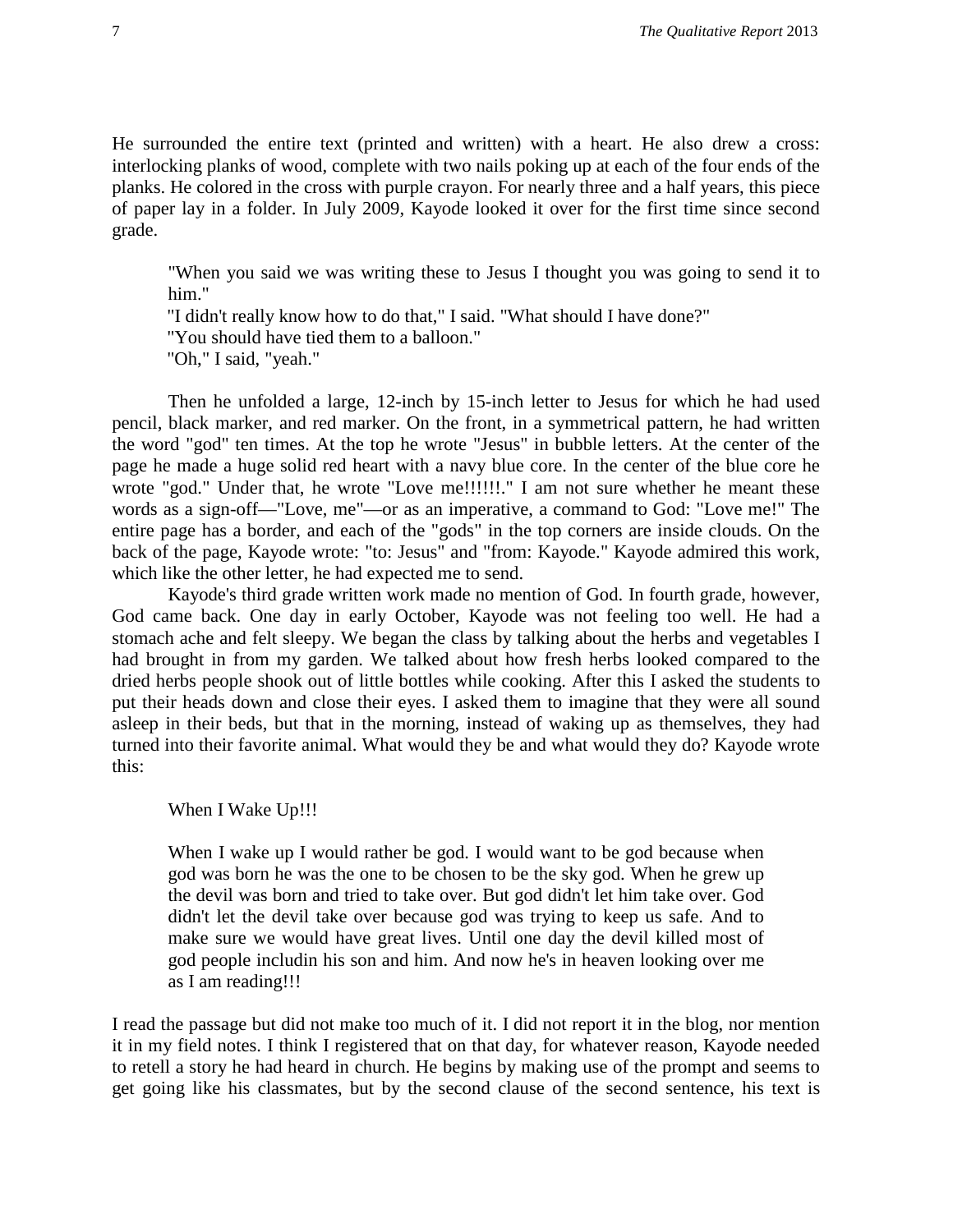He surrounded the entire text (printed and written) with a heart. He also drew a cross: interlocking planks of wood, complete with two nails poking up at each of the four ends of the planks. He colored in the cross with purple crayon. For nearly three and a half years, this piece of paper lay in a folder. In July 2009, Kayode looked it over for the first time since second grade.

> "When you said we was writing these to Jesus I thought you was going to send it to him."
> "I didn't really know how to do that," I said. "What should I have done?"
> "You should have tied them to a balloon."
> "Oh," I said, "yeah."

Then he unfolded a large, 12-inch by 15-inch letter to Jesus for which he had used pencil, black marker, and red marker. On the front, in a symmetrical pattern, he had written the word "god" ten times. At the top he wrote "Jesus" in bubble letters. At the center of the page he made a huge solid red heart with a navy blue core. In the center of the blue core he wrote "god." Under that, he wrote "Love me!!!!!!." I am not sure whether he meant these words as a sign-off—"Love, me"—or as an imperative, a command to God: "Love me!" The entire page has a border, and each of the "gods" in the top corners are inside clouds. On the back of the page, Kayode wrote: "to: Jesus" and "from: Kayode." Kayode admired this work, which like the other letter, he had expected me to send.

Kayode's third grade written work made no mention of God. In fourth grade, however, God came back. One day in early October, Kayode was not feeling too well. He had a stomach ache and felt sleepy. We began the class by talking about the herbs and vegetables I had brought in from my garden. We talked about how fresh herbs looked compared to the dried herbs people shook out of little bottles while cooking. After this I asked the students to put their heads down and close their eyes. I asked them to imagine that they were all sound asleep in their beds, but that in the morning, instead of waking up as themselves, they had turned into their favorite animal. What would they be and what would they do? Kayode wrote this:

> When I Wake Up!!!
>
> When I wake up I would rather be god. I would want to be god because when god was born he was the one to be chosen to be the sky god. When he grew up the devil was born and tried to take over. But god didn't let him take over. God didn't let the devil take over because god was trying to keep us safe. And to make sure we would have great lives. Until one day the devil killed most of god people includin his son and him. And now he's in heaven looking over me as I am reading!!!

I read the passage but did not make too much of it. I did not report it in the blog, nor mention it in my field notes. I think I registered that on that day, for whatever reason, Kayode needed to retell a story he had heard in church. He begins by making use of the prompt and seems to get going like his classmates, but by the second clause of the second sentence, his text is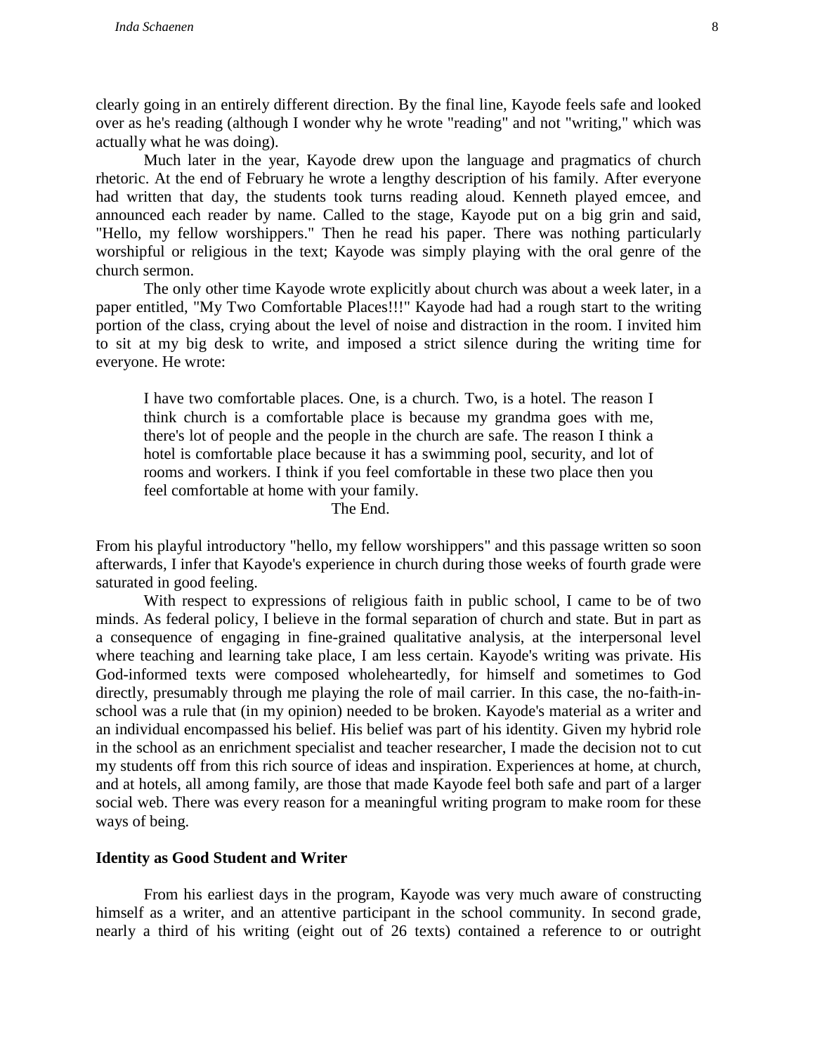clearly going in an entirely different direction. By the final line, Kayode feels safe and looked over as he's reading (although I wonder why he wrote "reading" and not "writing," which was actually what he was doing).

Much later in the year, Kayode drew upon the language and pragmatics of church rhetoric. At the end of February he wrote a lengthy description of his family. After everyone had written that day, the students took turns reading aloud. Kenneth played emcee, and announced each reader by name. Called to the stage, Kayode put on a big grin and said, "Hello, my fellow worshippers." Then he read his paper. There was nothing particularly worshipful or religious in the text; Kayode was simply playing with the oral genre of the church sermon.

The only other time Kayode wrote explicitly about church was about a week later, in a paper entitled, "My Two Comfortable Places!!!" Kayode had had a rough start to the writing portion of the class, crying about the level of noise and distraction in the room. I invited him to sit at my big desk to write, and imposed a strict silence during the writing time for everyone. He wrote:

> I have two comfortable places. One, is a church. Two, is a hotel. The reason I think church is a comfortable place is because my grandma goes with me, there's lot of people and the people in the church are safe. The reason I think a hotel is comfortable place because it has a swimming pool, security, and lot of rooms and workers. I think if you feel comfortable in these two place then you feel comfortable at home with your family.
>
> The End.

From his playful introductory "hello, my fellow worshippers" and this passage written so soon afterwards, I infer that Kayode's experience in church during those weeks of fourth grade were saturated in good feeling.

With respect to expressions of religious faith in public school, I came to be of two minds. As federal policy, I believe in the formal separation of church and state. But in part as a consequence of engaging in fine-grained qualitative analysis, at the interpersonal level where teaching and learning take place, I am less certain. Kayode's writing was private. His God-informed texts were composed wholeheartedly, for himself and sometimes to God directly, presumably through me playing the role of mail carrier. In this case, the no-faith-in-school was a rule that (in my opinion) needed to be broken. Kayode's material as a writer and an individual encompassed his belief. His belief was part of his identity. Given my hybrid role in the school as an enrichment specialist and teacher researcher, I made the decision not to cut my students off from this rich source of ideas and inspiration. Experiences at home, at church, and at hotels, all among family, are those that made Kayode feel both safe and part of a larger social web. There was every reason for a meaningful writing program to make room for these ways of being.

### Identity as Good Student and Writer

From his earliest days in the program, Kayode was very much aware of constructing himself as a writer, and an attentive participant in the school community. In second grade, nearly a third of his writing (eight out of 26 texts) contained a reference to or outright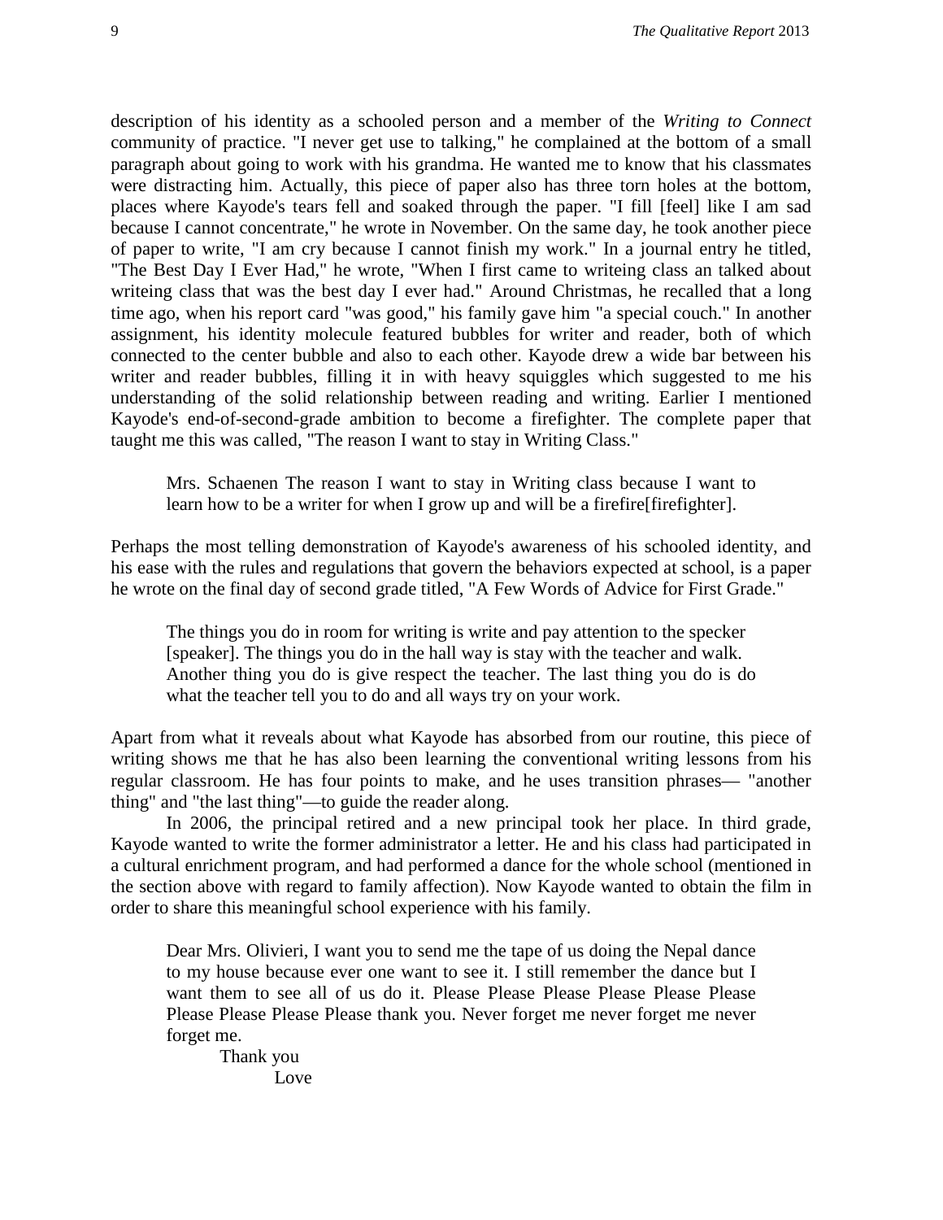description of his identity as a schooled person and a member of the *Writing to Connect* community of practice. "I never get use to talking," he complained at the bottom of a small paragraph about going to work with his grandma. He wanted me to know that his classmates were distracting him. Actually, this piece of paper also has three torn holes at the bottom, places where Kayode's tears fell and soaked through the paper. "I fill [feel] like I am sad because I cannot concentrate," he wrote in November. On the same day, he took another piece of paper to write, "I am cry because I cannot finish my work." In a journal entry he titled, "The Best Day I Ever Had," he wrote, "When I first came to writeing class an talked about writeing class that was the best day I ever had." Around Christmas, he recalled that a long time ago, when his report card "was good," his family gave him "a special couch." In another assignment, his identity molecule featured bubbles for writer and reader, both of which connected to the center bubble and also to each other. Kayode drew a wide bar between his writer and reader bubbles, filling it in with heavy squiggles which suggested to me his understanding of the solid relationship between reading and writing. Earlier I mentioned Kayode's end-of-second-grade ambition to become a firefighter. The complete paper that taught me this was called, "The reason I want to stay in Writing Class."

> Mrs. Schaenen The reason I want to stay in Writing class because I want to learn how to be a writer for when I grow up and will be a firefire[firefighter].

Perhaps the most telling demonstration of Kayode's awareness of his schooled identity, and his ease with the rules and regulations that govern the behaviors expected at school, is a paper he wrote on the final day of second grade titled, "A Few Words of Advice for First Grade."

> The things you do in room for writing is write and pay attention to the specker [speaker]. The things you do in the hall way is stay with the teacher and walk. Another thing you do is give respect the teacher. The last thing you do is do what the teacher tell you to do and all ways try on your work.

Apart from what it reveals about what Kayode has absorbed from our routine, this piece of writing shows me that he has also been learning the conventional writing lessons from his regular classroom. He has four points to make, and he uses transition phrases— "another thing" and "the last thing"—to guide the reader along.

In 2006, the principal retired and a new principal took her place. In third grade, Kayode wanted to write the former administrator a letter. He and his class had participated in a cultural enrichment program, and had performed a dance for the whole school (mentioned in the section above with regard to family affection). Now Kayode wanted to obtain the film in order to share this meaningful school experience with his family.

> Dear Mrs. Olivieri, I want you to send me the tape of us doing the Nepal dance to my house because ever one want to see it. I still remember the dance but I want them to see all of us do it. Please Please Please Please Please Please Please Please Please Please thank you. Never forget me never forget me never forget me.
>
> Thank you
>
> Love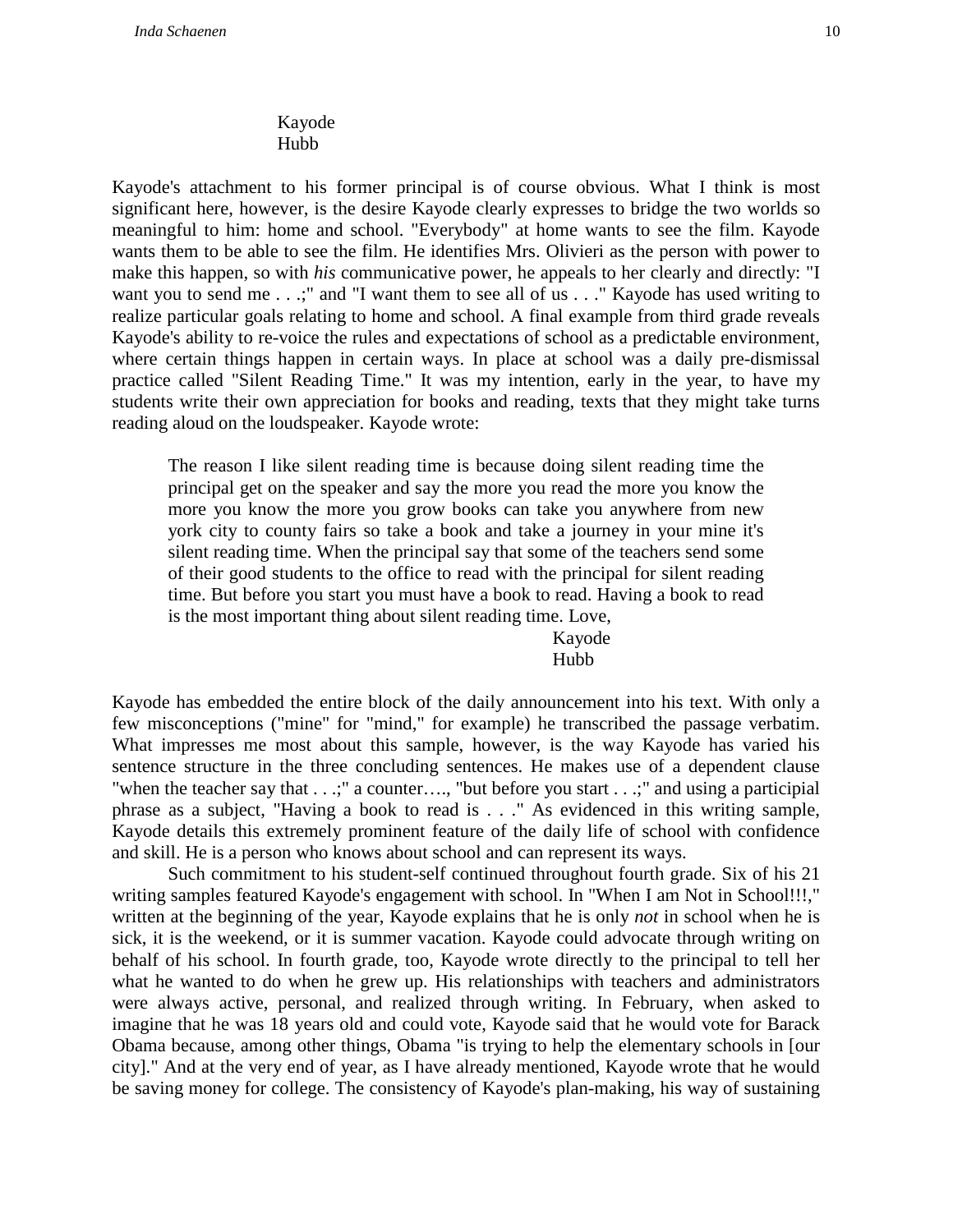Kayode
Hubb

Kayode's attachment to his former principal is of course obvious. What I think is most significant here, however, is the desire Kayode clearly expresses to bridge the two worlds so meaningful to him: home and school. "Everybody" at home wants to see the film. Kayode wants them to be able to see the film. He identifies Mrs. Olivieri as the person with power to make this happen, so with *his* communicative power, he appeals to her clearly and directly: "I want you to send me . . .;" and "I want them to see all of us . . ." Kayode has used writing to realize particular goals relating to home and school. A final example from third grade reveals Kayode's ability to re-voice the rules and expectations of school as a predictable environment, where certain things happen in certain ways. In place at school was a daily pre-dismissal practice called "Silent Reading Time." It was my intention, early in the year, to have my students write their own appreciation for books and reading, texts that they might take turns reading aloud on the loudspeaker. Kayode wrote:

> The reason I like silent reading time is because doing silent reading time the principal get on the speaker and say the more you read the more you know the more you know the more you grow books can take you anywhere from new york city to county fairs so take a book and take a journey in your mine it's silent reading time. When the principal say that some of the teachers send some of their good students to the office to read with the principal for silent reading time. But before you start you must have a book to read. Having a book to read is the most important thing about silent reading time. Love,
>
> Kayode
> Hubb

Kayode has embedded the entire block of the daily announcement into his text. With only a few misconceptions ("mine" for "mind," for example) he transcribed the passage verbatim. What impresses me most about this sample, however, is the way Kayode has varied his sentence structure in the three concluding sentences. He makes use of a dependent clause "when the teacher say that . . .;" a counter…., "but before you start . . .;" and using a participial phrase as a subject, "Having a book to read is . . ." As evidenced in this writing sample, Kayode details this extremely prominent feature of the daily life of school with confidence and skill. He is a person who knows about school and can represent its ways.

Such commitment to his student-self continued throughout fourth grade. Six of his 21 writing samples featured Kayode's engagement with school. In "When I am Not in School!!!," written at the beginning of the year, Kayode explains that he is only *not* in school when he is sick, it is the weekend, or it is summer vacation. Kayode could advocate through writing on behalf of his school. In fourth grade, too, Kayode wrote directly to the principal to tell her what he wanted to do when he grew up. His relationships with teachers and administrators were always active, personal, and realized through writing. In February, when asked to imagine that he was 18 years old and could vote, Kayode said that he would vote for Barack Obama because, among other things, Obama "is trying to help the elementary schools in [our city]." And at the very end of year, as I have already mentioned, Kayode wrote that he would be saving money for college. The consistency of Kayode's plan-making, his way of sustaining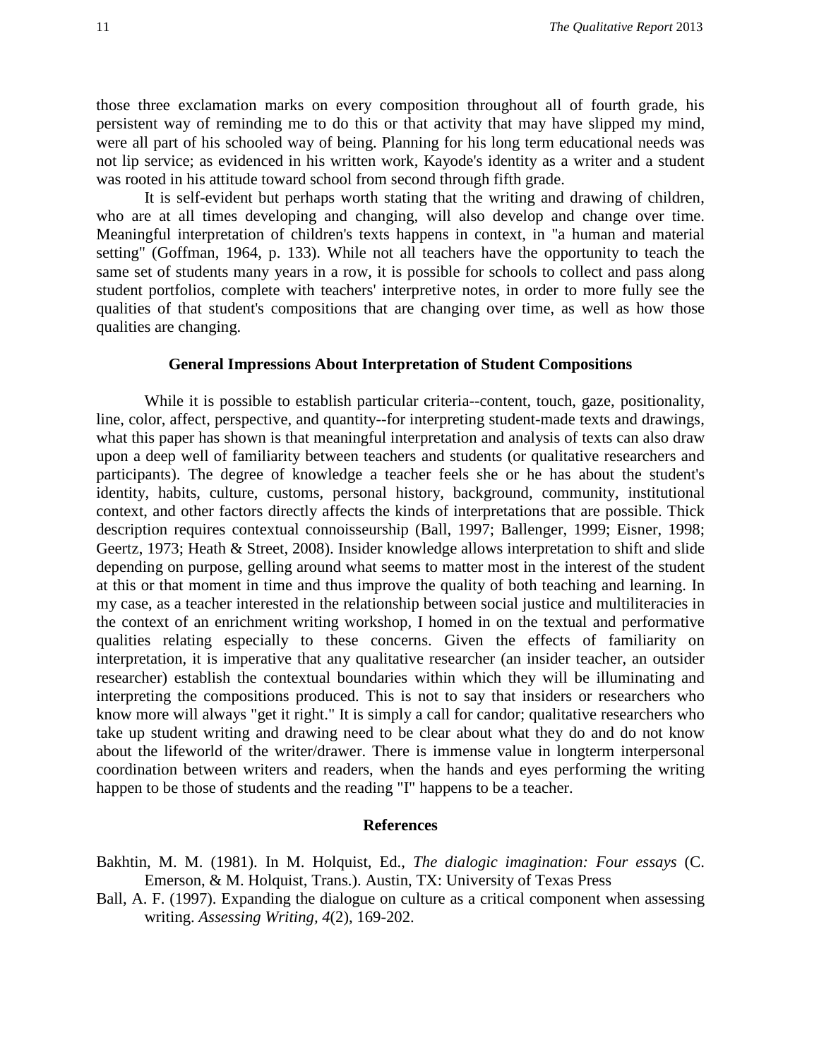those three exclamation marks on every composition throughout all of fourth grade, his persistent way of reminding me to do this or that activity that may have slipped my mind, were all part of his schooled way of being. Planning for his long term educational needs was not lip service; as evidenced in his written work, Kayode's identity as a writer and a student was rooted in his attitude toward school from second through fifth grade.

It is self-evident but perhaps worth stating that the writing and drawing of children, who are at all times developing and changing, will also develop and change over time. Meaningful interpretation of children's texts happens in context, in "a human and material setting" (Goffman, 1964, p. 133). While not all teachers have the opportunity to teach the same set of students many years in a row, it is possible for schools to collect and pass along student portfolios, complete with teachers' interpretive notes, in order to more fully see the qualities of that student's compositions that are changing over time, as well as how those qualities are changing.

## General Impressions About Interpretation of Student Compositions

While it is possible to establish particular criteria--content, touch, gaze, positionality, line, color, affect, perspective, and quantity--for interpreting student-made texts and drawings, what this paper has shown is that meaningful interpretation and analysis of texts can also draw upon a deep well of familiarity between teachers and students (or qualitative researchers and participants). The degree of knowledge a teacher feels she or he has about the student's identity, habits, culture, customs, personal history, background, community, institutional context, and other factors directly affects the kinds of interpretations that are possible. Thick description requires contextual connoisseurship (Ball, 1997; Ballenger, 1999; Eisner, 1998; Geertz, 1973; Heath & Street, 2008). Insider knowledge allows interpretation to shift and slide depending on purpose, gelling around what seems to matter most in the interest of the student at this or that moment in time and thus improve the quality of both teaching and learning. In my case, as a teacher interested in the relationship between social justice and multiliteracies in the context of an enrichment writing workshop, I homed in on the textual and performative qualities relating especially to these concerns. Given the effects of familiarity on interpretation, it is imperative that any qualitative researcher (an insider teacher, an outsider researcher) establish the contextual boundaries within which they will be illuminating and interpreting the compositions produced. This is not to say that insiders or researchers who know more will always "get it right." It is simply a call for candor; qualitative researchers who take up student writing and drawing need to be clear about what they do and do not know about the lifeworld of the writer/drawer. There is immense value in longterm interpersonal coordination between writers and readers, when the hands and eyes performing the writing happen to be those of students and the reading "I" happens to be a teacher.

## References

Bakhtin, M. M. (1981). In M. Holquist, Ed., *The dialogic imagination: Four essays* (C. Emerson, & M. Holquist, Trans.). Austin, TX: University of Texas Press

Ball, A. F. (1997). Expanding the dialogue on culture as a critical component when assessing writing. *Assessing Writing*, *4*(2), 169-202.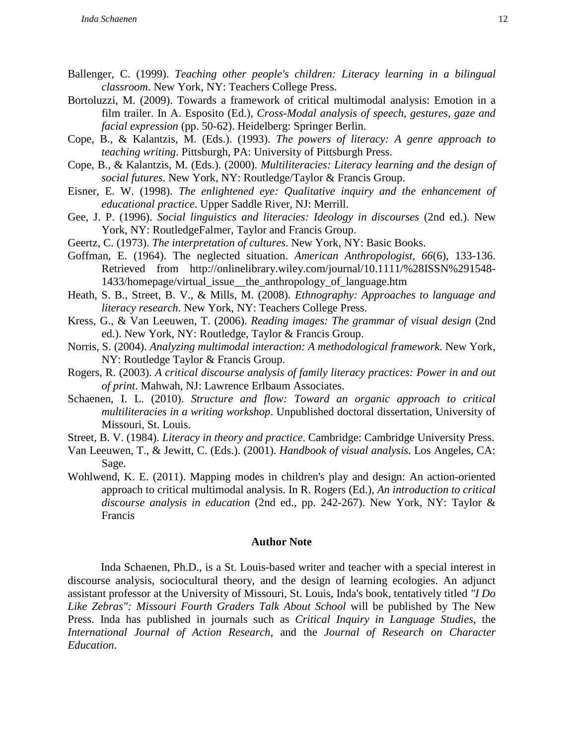Ballenger, C. (1999). *Teaching other people's children: Literacy learning in a bilingual classroom*. New York, NY: Teachers College Press.

Bortoluzzi, M. (2009). Towards a framework of critical multimodal analysis: Emotion in a film trailer. In A. Esposito (Ed.), *Cross-Modal analysis of speech, gestures, gaze and facial expression* (pp. 50-62). Heidelberg: Springer Berlin.

Cope, B., & Kalantzis, M. (Eds.). (1993). *The powers of literacy: A genre approach to teaching writing*. Pittsburgh, PA: University of Pittsburgh Press.

Cope, B., & Kalantzis, M. (Eds.). (2000). *Multiliteracies: Literacy learning and the design of social futures*. New York, NY: Routledge/Taylor & Francis Group.

Eisner, E. W. (1998). *The enlightened eye: Qualitative inquiry and the enhancement of educational practice*. Upper Saddle River, NJ: Merrill.

Gee, J. P. (1996). *Social linguistics and literacies: Ideology in discourses* (2nd ed.). New York, NY: RoutledgeFalmer, Taylor and Francis Group.

Geertz, C. (1973). *The interpretation of cultures*. New York, NY: Basic Books.

Goffman, E. (1964). The neglected situation. *American Anthropologist*, *66*(6), 133-136. Retrieved from http://onlinelibrary.wiley.com/journal/10.1111/%28ISSN%291548-1433/homepage/virtual_issue__the_anthropology_of_language.htm

Heath, S. B., Street, B. V., & Mills, M. (2008). *Ethnography: Approaches to language and literacy research*. New York, NY: Teachers College Press.

Kress, G., & Van Leeuwen, T. (2006). *Reading images: The grammar of visual design* (2nd ed.). New York, NY: Routledge, Taylor & Francis Group.

Norris, S. (2004). *Analyzing multimodal interaction: A methodological framework*. New York, NY: Routledge Taylor & Francis Group.

Rogers, R. (2003). *A critical discourse analysis of family literacy practices: Power in and out of print*. Mahwah, NJ: Lawrence Erlbaum Associates.

Schaenen, I. L. (2010). *Structure and flow: Toward an organic approach to critical multiliteracies in a writing workshop*. Unpublished doctoral dissertation, University of Missouri, St. Louis.

Street, B. V. (1984). *Literacy in theory and practice*. Cambridge: Cambridge University Press.

Van Leeuwen, T., & Jewitt, C. (Eds.). (2001). *Handbook of visual analysis*. Los Angeles, CA: Sage.

Wohlwend, K. E. (2011). Mapping modes in children's play and design: An action-oriented approach to critical multimodal analysis. In R. Rogers (Ed.), *An introduction to critical discourse analysis in education* (2nd ed., pp. 242-267). New York, NY: Taylor & Francis

## Author Note

Inda Schaenen, Ph.D., is a St. Louis-based writer and teacher with a special interest in discourse analysis, sociocultural theory, and the design of learning ecologies. An adjunct assistant professor at the University of Missouri, St. Louis, Inda's book, tentatively titled *"I Do Like Zebras": Missouri Fourth Graders Talk About School* will be published by The New Press. Inda has published in journals such as *Critical Inquiry in Language Studies*, the *International Journal of Action Research*, and the *Journal of Research on Character Education*.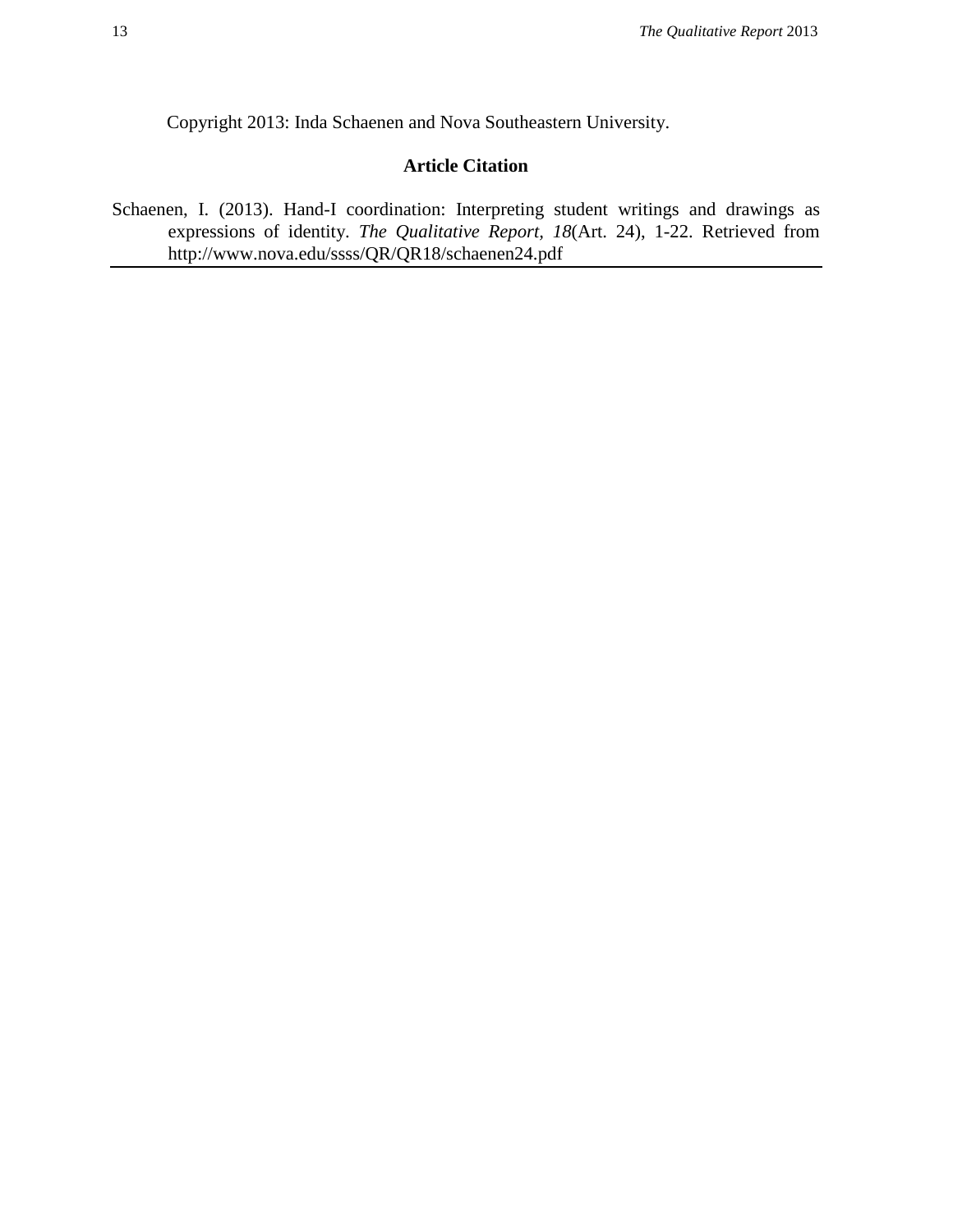Copyright 2013: Inda Schaenen and Nova Southeastern University.

## Article Citation

Schaenen, I. (2013). Hand-I coordination: Interpreting student writings and drawings as expressions of identity. *The Qualitative Report*, *18*(Art. 24), 1-22. Retrieved from http://www.nova.edu/ssss/QR/QR18/schaenen24.pdf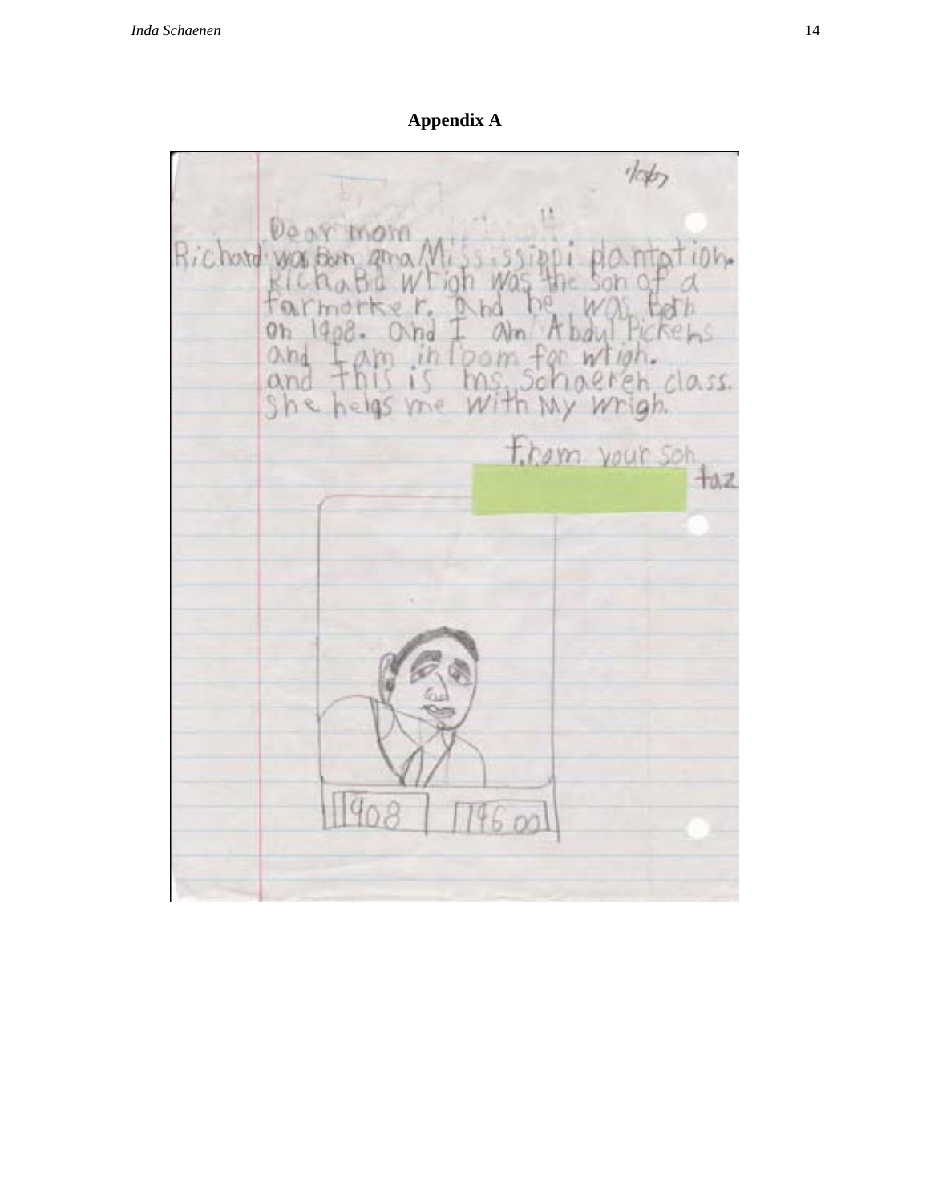## Appendix A

1/26/07

Dear mom
Richard was born ama Mississippi plantation.
RichaBd wrigh was the son of a farmorker. And he was born on 1908. And I am Abdul Pickens and I am in room for wrigh. and this is ms. Schaeren class. She helps me with my wrigh.

From your son
taz

1908 | 1960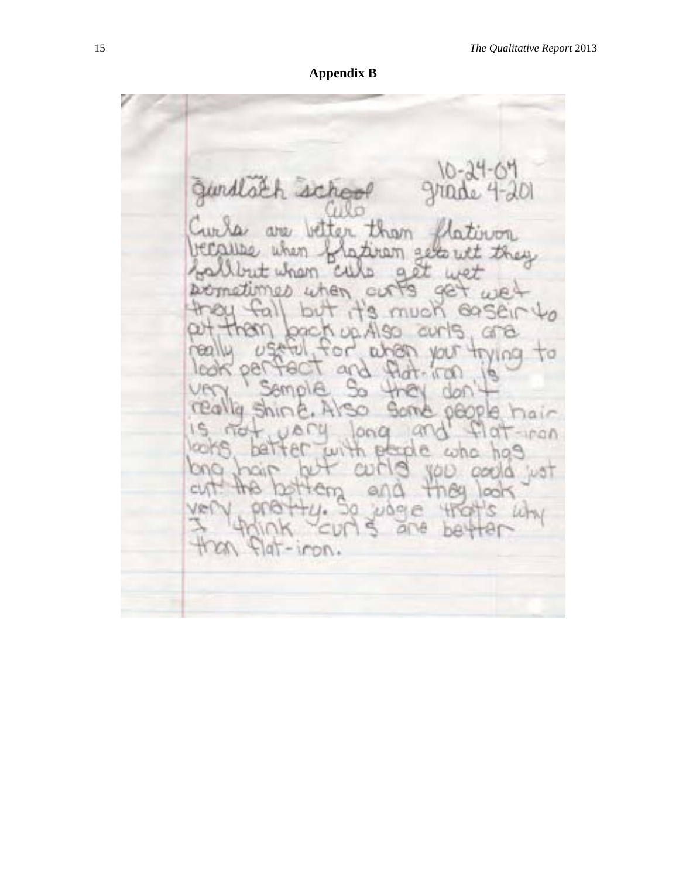## Appendix B

Gurdlach school 10-24-04
grade 4-201

Curls

Curls are better than flatiron because when flatiron gets wet they fall but when curls get wet sometimes when curls get wet they fall but it's much easeir to put them back up. Also curls are really useful for when your trying to look perfect and flat-iron is very sample. So they don't really shine. Also some people hair is not very long and flat-iron looks better with people who has long hair but curls you could just cut the bottem and they look very pretty. So judge that's why I think curls are better than flat-iron.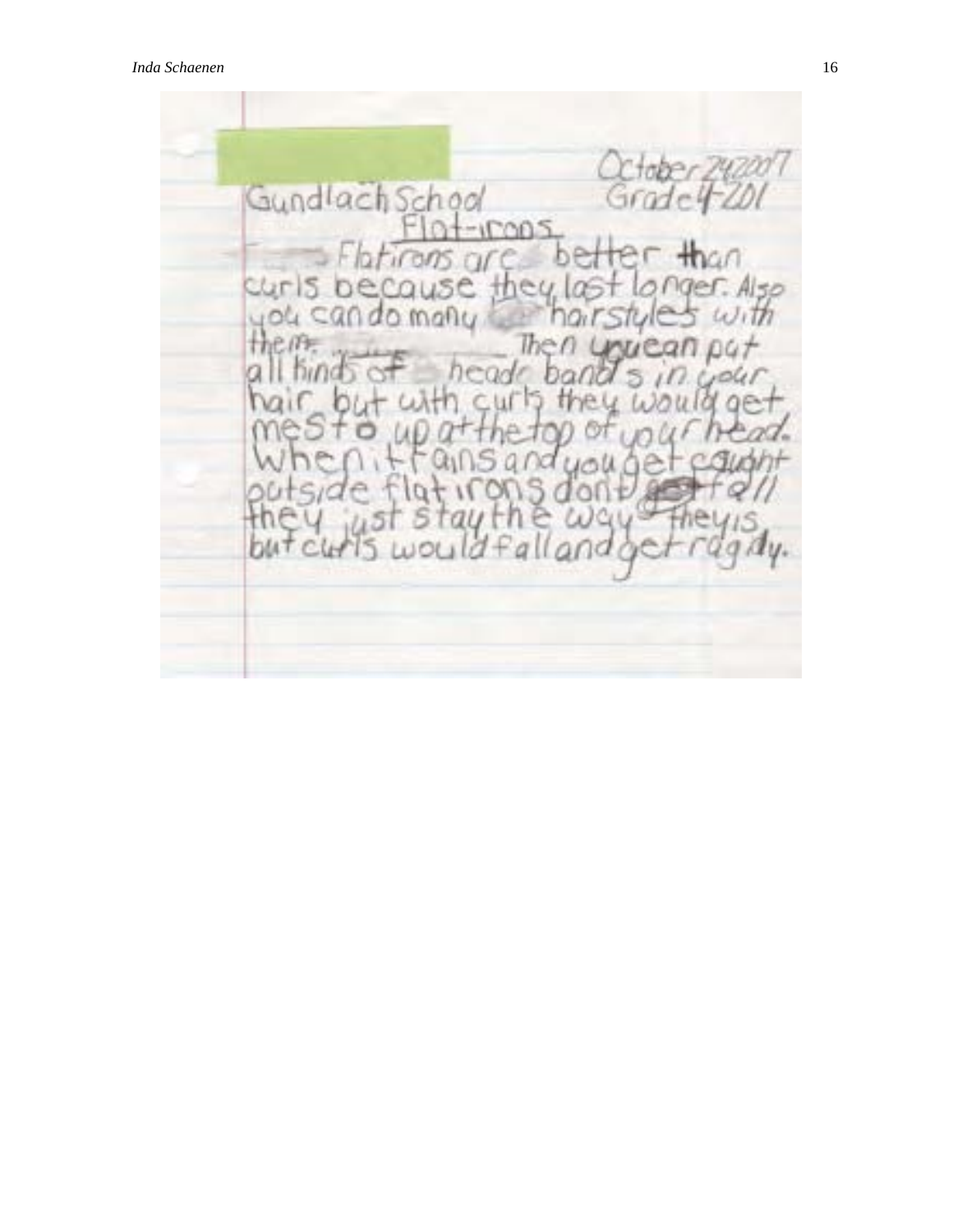October 24 2007
Gundlach School Grade 4-201

Flat-irons

Flatirons are better than curls because they last longer. Also you can do many hairstyles with them. Then you can put all kinds of heade bands in your hair but with curls they would get mesto up at the top of your head. When it rains and you get caught outside flat irons don't fall they just stay the way they is but curls would fall and get ragidy.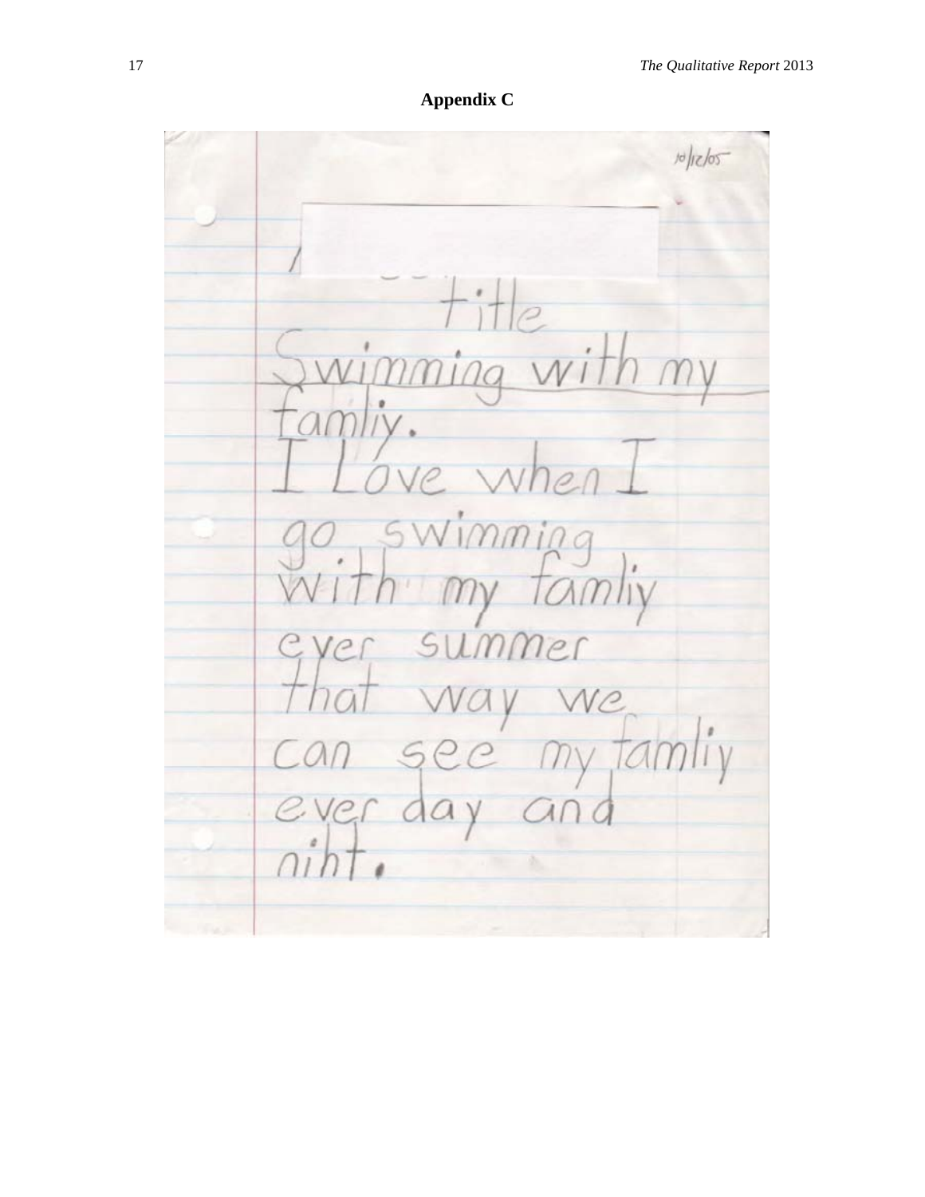**Appendix C**

10/12/05

title

Swimming with my famliy.

I Love when I go swimming with my famliy ever summer that way we can see my famliy ever day and niht.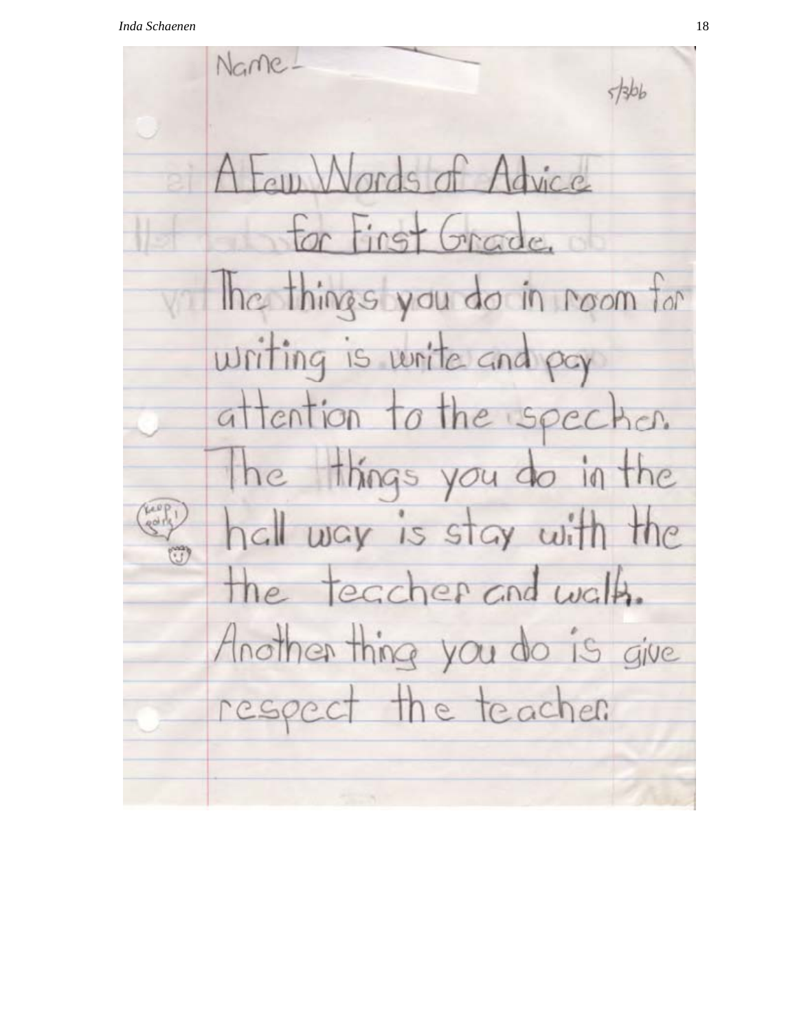Name –

5/3/06

A Few Words of Advice for First Grade.

The things you do in room for writing is write and pay attention to the specher. The things you do in the hall way is stay with the the teacher and walk. Another thing you do is give respect the teacher.

Keep going!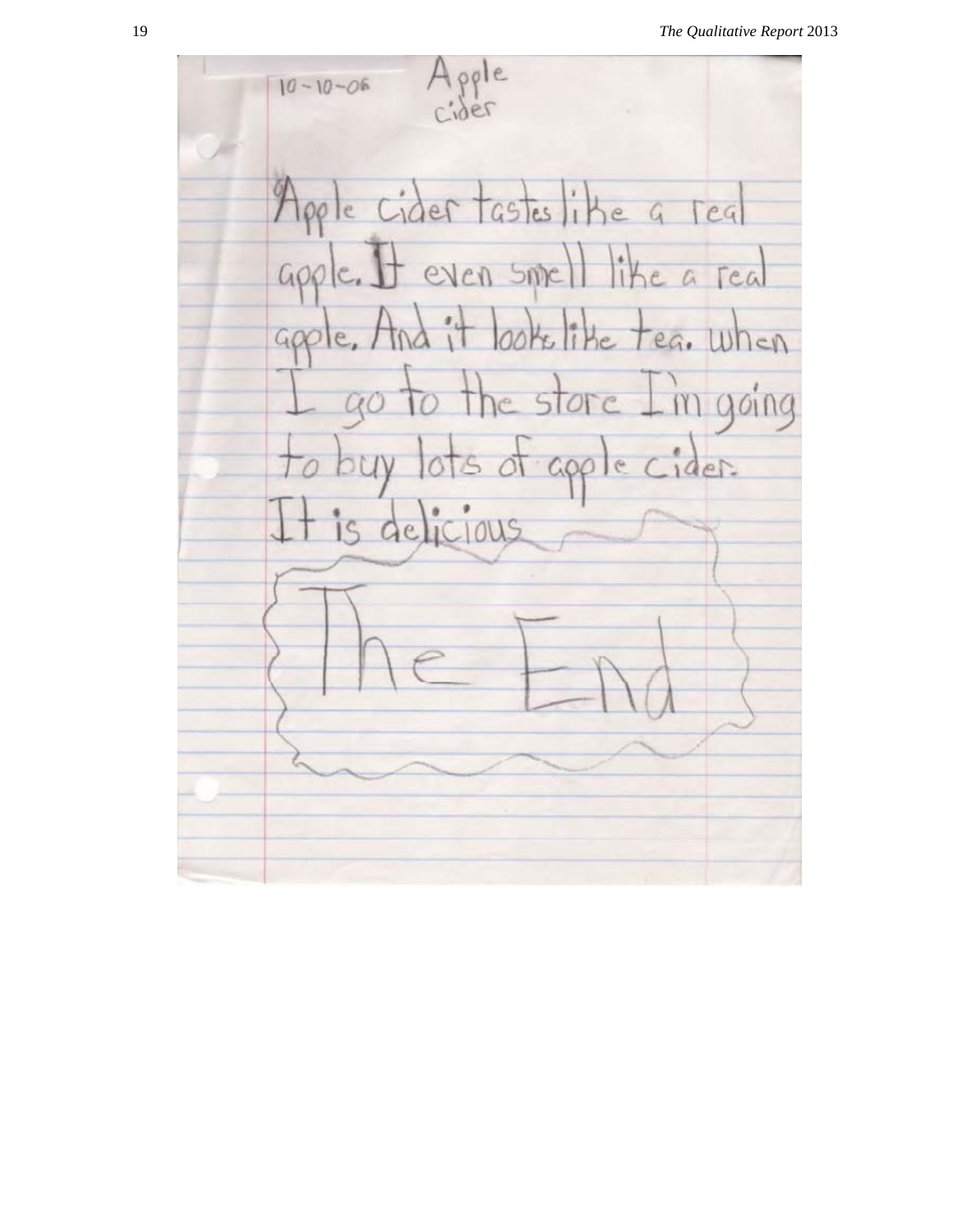10-10-06 Apple cider

Apple cider tastes like a real apple. It even smell like a real apple. And it looks like tea. when I go to the store I'm going to buy lots of apple cider. It is delicious

The End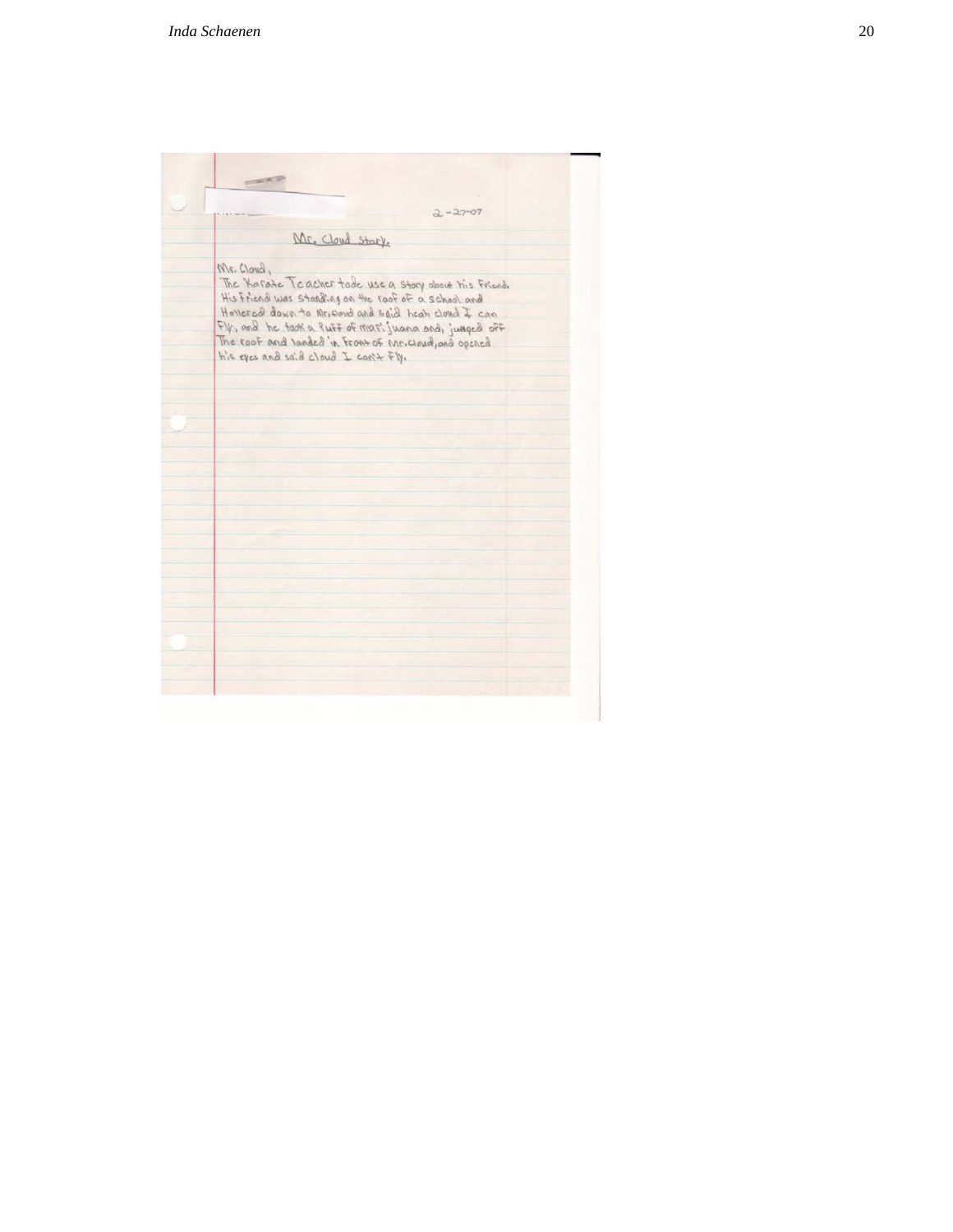2-27-07

Mr. Cloud Story.

Mr. Cloud,
The Karate Teacher tode use a story about his Friend. His Friend was standing on the roof of a school and Hollered down to Mr. Cloud and said heah cloud I can Fly, and he took a Puff of mari juana and, jumped off The roof and landed in Front of Mr. cloud, and opened his eyes and said cloud I can't Fly.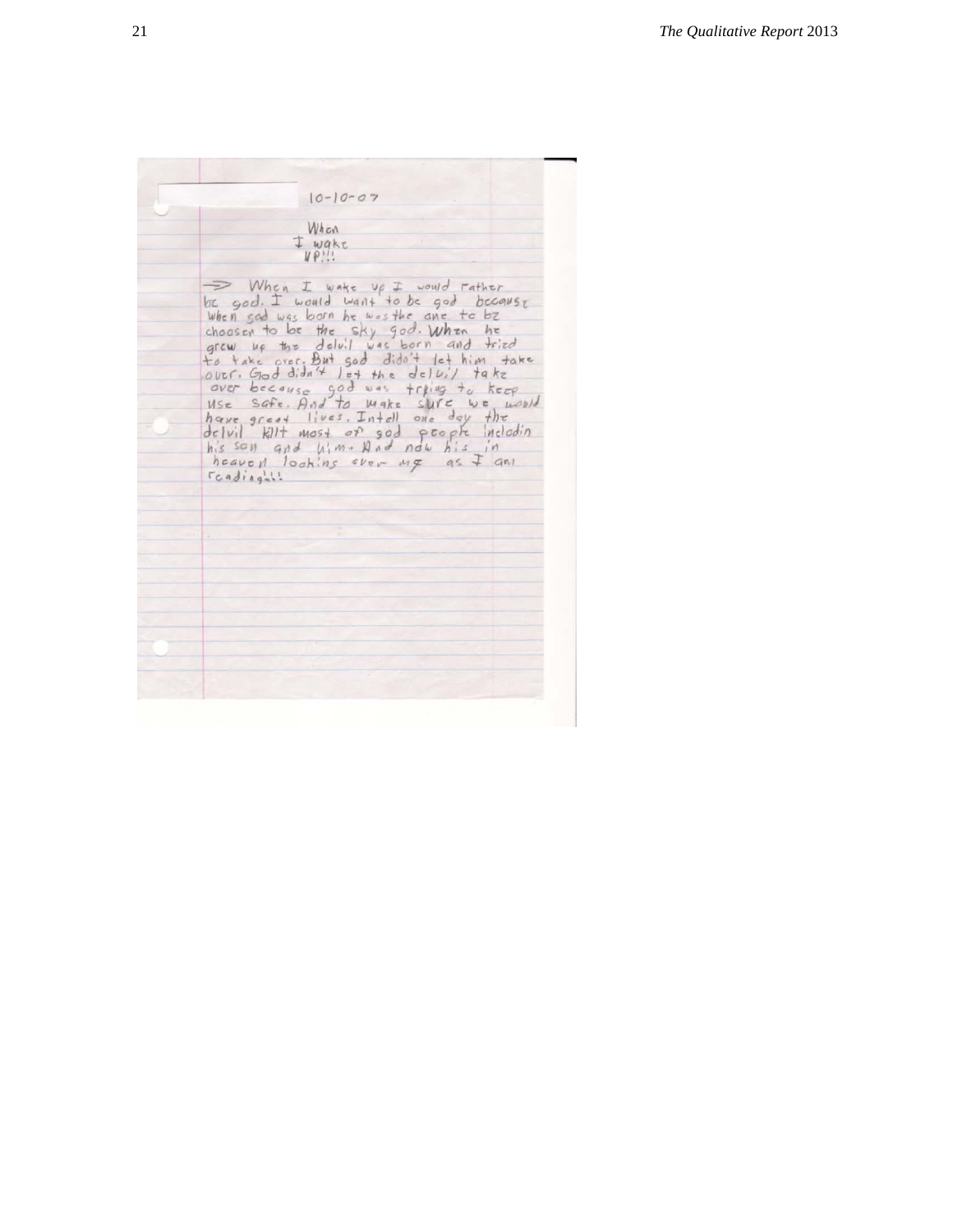10-10-07

When
I wake
up!!!

=> When I wake up I would rather be god. I would want to be god because when god was born he was the one to be choosen to be the sky god. When he grew up the delvil was born and tried to take over. But god didn't let him take over. God didn't let the delvil take over because god was trying to keep use safe. And to make sure we would have great lives. Intell one day the delvil kilt most of god people includin his son and him. And now his in heaven lookins over me as I am reading!!!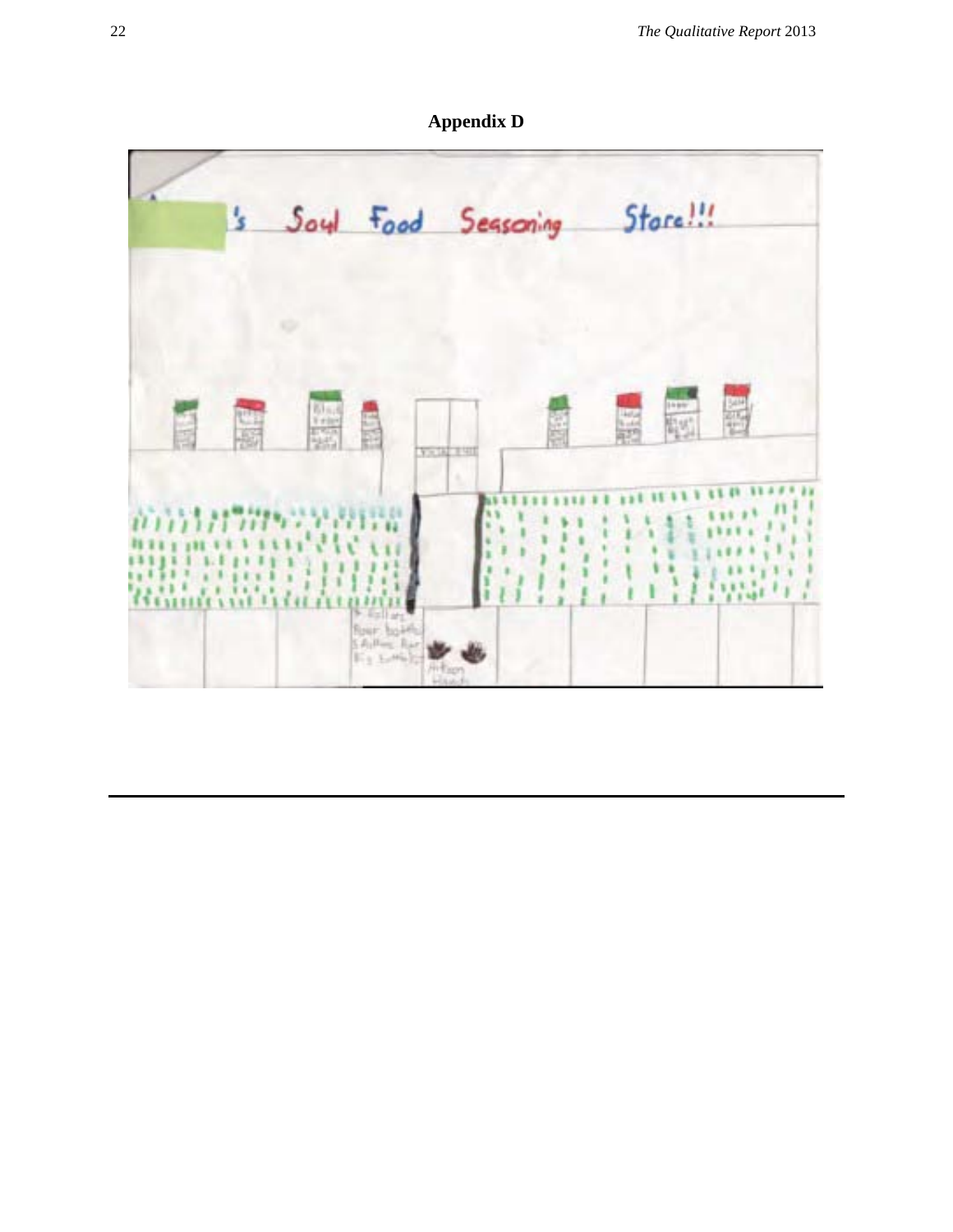## Appendix D